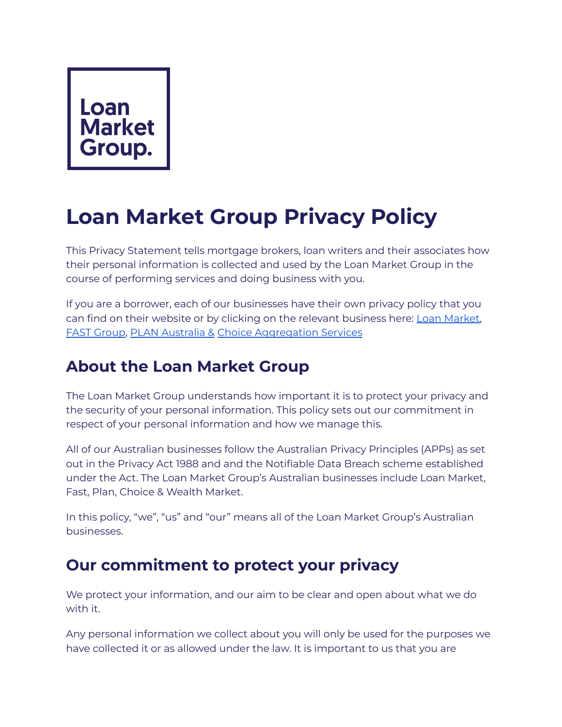Loan
Market
Group.

# Loan Market Group Privacy Policy

This Privacy Statement tells mortgage brokers, loan writers and their associates how their personal information is collected and used by the Loan Market Group in the course of performing services and doing business with you.

If you are a borrower, each of our businesses have their own privacy policy that you can find on their website or by clicking on the relevant business here: Loan Market, FAST Group, PLAN Australia & Choice Aggregation Services

## About the Loan Market Group

The Loan Market Group understands how important it is to protect your privacy and the security of your personal information. This policy sets out our commitment in respect of your personal information and how we manage this.

All of our Australian businesses follow the Australian Privacy Principles (APPs) as set out in the Privacy Act 1988 and and the Notifiable Data Breach scheme established under the Act. The Loan Market Group's Australian businesses include Loan Market, Fast, Plan, Choice & Wealth Market.

In this policy, "we", "us" and "our" means all of the Loan Market Group's Australian businesses.

## Our commitment to protect your privacy

We protect your information, and our aim to be clear and open about what we do with it.

Any personal information we collect about you will only be used for the purposes we have collected it or as allowed under the law. It is important to us that you are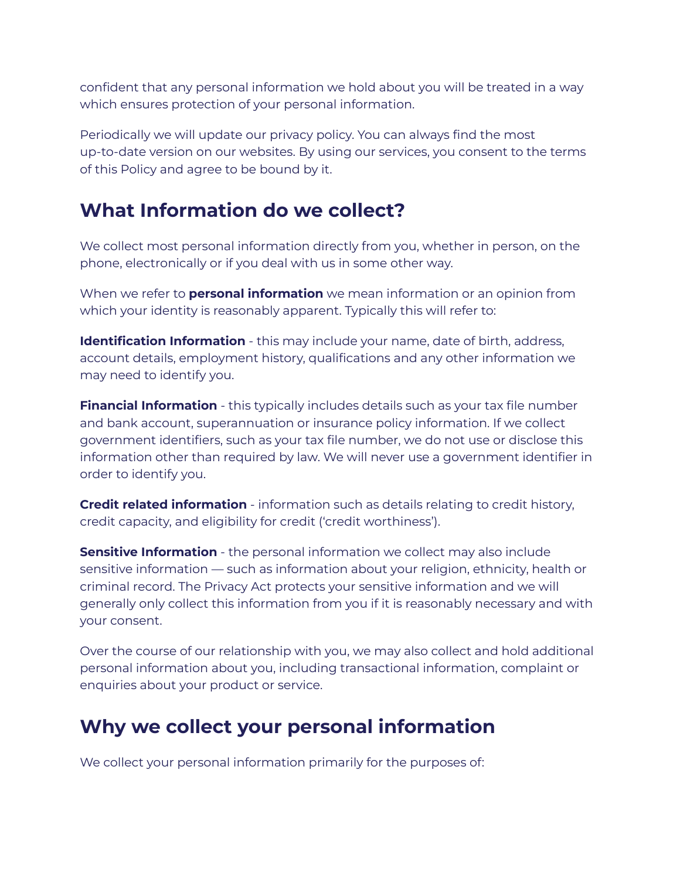confident that any personal information we hold about you will be treated in a way which ensures protection of your personal information.

Periodically we will update our privacy policy. You can always find the most up-to-date version on our websites. By using our services, you consent to the terms of this Policy and agree to be bound by it.

## What Information do we collect?

We collect most personal information directly from you, whether in person, on the phone, electronically or if you deal with us in some other way.

When we refer to **personal information** we mean information or an opinion from which your identity is reasonably apparent. Typically this will refer to:

**Identification Information** - this may include your name, date of birth, address, account details, employment history, qualifications and any other information we may need to identify you.

**Financial Information** - this typically includes details such as your tax file number and bank account, superannuation or insurance policy information. If we collect government identifiers, such as your tax file number, we do not use or disclose this information other than required by law. We will never use a government identifier in order to identify you.

**Credit related information** - information such as details relating to credit history, credit capacity, and eligibility for credit ('credit worthiness').

**Sensitive Information** - the personal information we collect may also include sensitive information — such as information about your religion, ethnicity, health or criminal record. The Privacy Act protects your sensitive information and we will generally only collect this information from you if it is reasonably necessary and with your consent.

Over the course of our relationship with you, we may also collect and hold additional personal information about you, including transactional information, complaint or enquiries about your product or service.

## Why we collect your personal information

We collect your personal information primarily for the purposes of: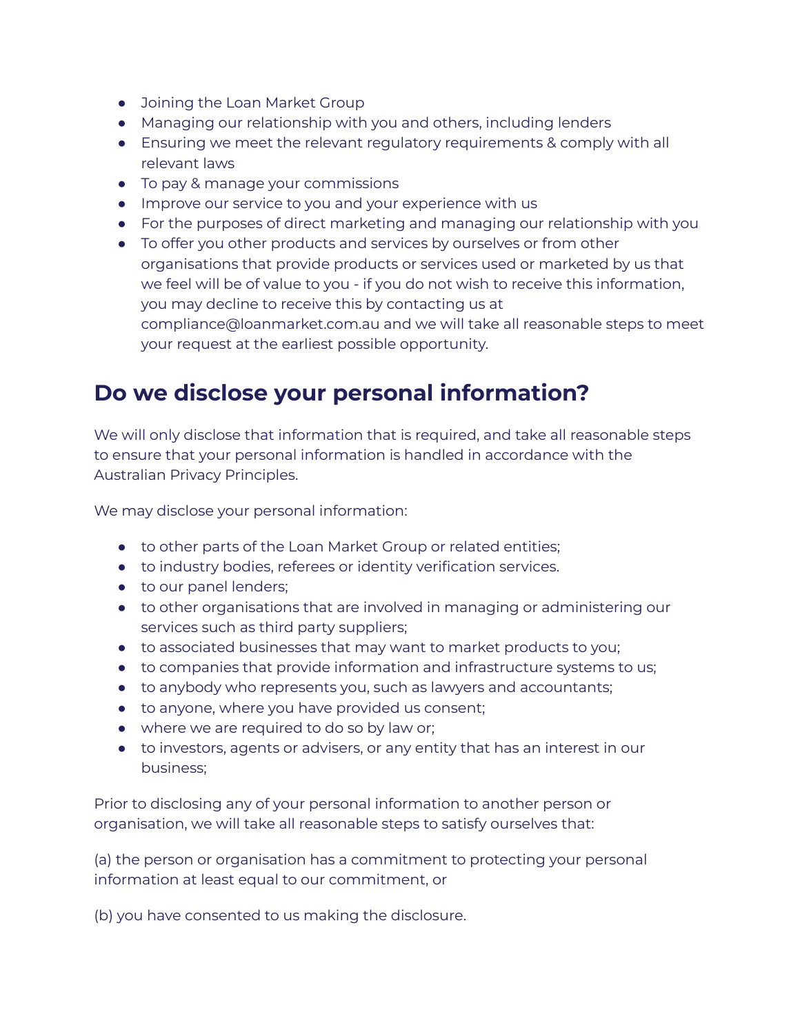- Joining the Loan Market Group
- Managing our relationship with you and others, including lenders
- Ensuring we meet the relevant regulatory requirements & comply with all relevant laws
- To pay & manage your commissions
- Improve our service to you and your experience with us
- For the purposes of direct marketing and managing our relationship with you
- To offer you other products and services by ourselves or from other organisations that provide products or services used or marketed by us that we feel will be of value to you - if you do not wish to receive this information, you may decline to receive this by contacting us at compliance@loanmarket.com.au and we will take all reasonable steps to meet your request at the earliest possible opportunity.

## Do we disclose your personal information?

We will only disclose that information that is required, and take all reasonable steps to ensure that your personal information is handled in accordance with the Australian Privacy Principles.

We may disclose your personal information:

- to other parts of the Loan Market Group or related entities;
- to industry bodies, referees or identity verification services.
- to our panel lenders;
- to other organisations that are involved in managing or administering our services such as third party suppliers;
- to associated businesses that may want to market products to you;
- to companies that provide information and infrastructure systems to us;
- to anybody who represents you, such as lawyers and accountants;
- to anyone, where you have provided us consent;
- where we are required to do so by law or;
- to investors, agents or advisers, or any entity that has an interest in our business;

Prior to disclosing any of your personal information to another person or organisation, we will take all reasonable steps to satisfy ourselves that:

(a) the person or organisation has a commitment to protecting your personal information at least equal to our commitment, or

(b) you have consented to us making the disclosure.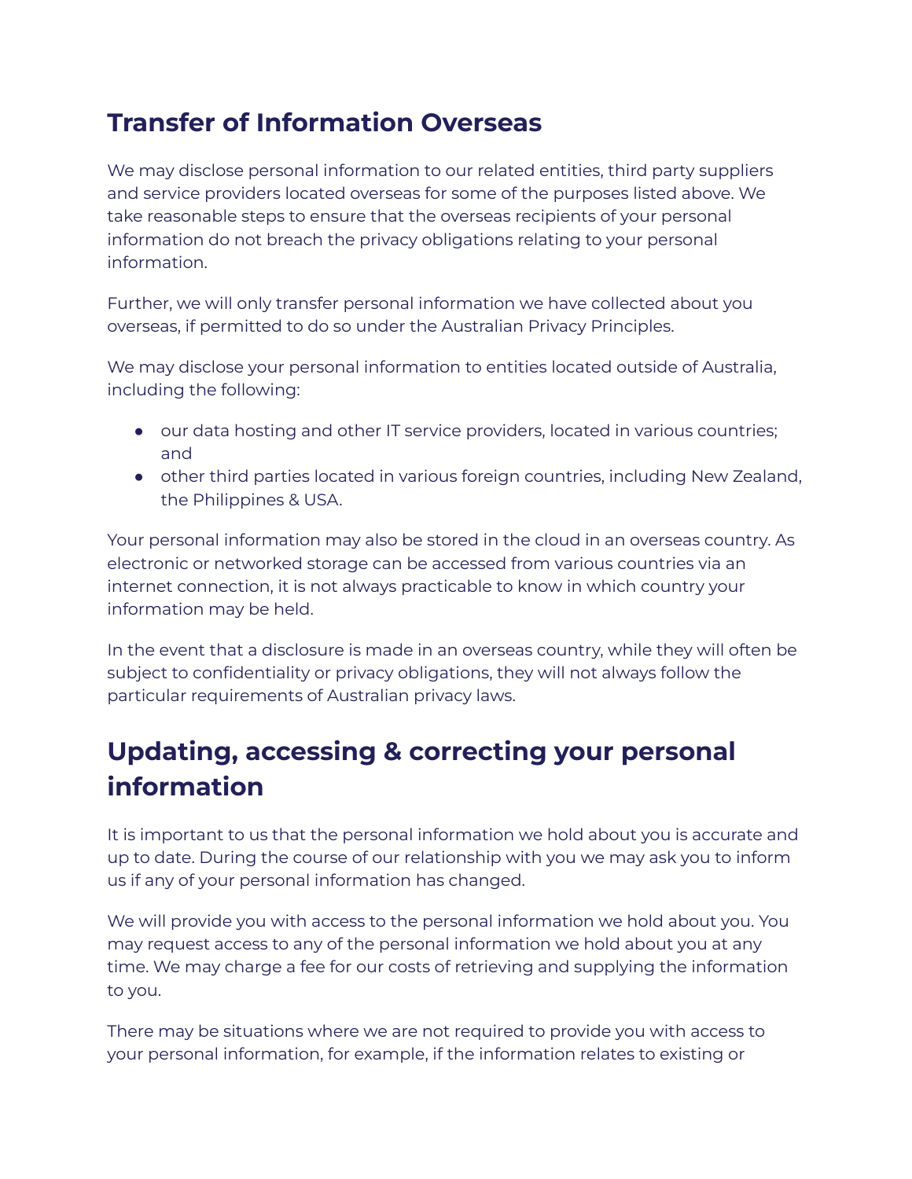## Transfer of Information Overseas

We may disclose personal information to our related entities, third party suppliers and service providers located overseas for some of the purposes listed above. We take reasonable steps to ensure that the overseas recipients of your personal information do not breach the privacy obligations relating to your personal information.

Further, we will only transfer personal information we have collected about you overseas, if permitted to do so under the Australian Privacy Principles.

We may disclose your personal information to entities located outside of Australia, including the following:

- our data hosting and other IT service providers, located in various countries; and
- other third parties located in various foreign countries, including New Zealand, the Philippines & USA.

Your personal information may also be stored in the cloud in an overseas country. As electronic or networked storage can be accessed from various countries via an internet connection, it is not always practicable to know in which country your information may be held.

In the event that a disclosure is made in an overseas country, while they will often be subject to confidentiality or privacy obligations, they will not always follow the particular requirements of Australian privacy laws.

## Updating, accessing & correcting your personal information

It is important to us that the personal information we hold about you is accurate and up to date. During the course of our relationship with you we may ask you to inform us if any of your personal information has changed.

We will provide you with access to the personal information we hold about you. You may request access to any of the personal information we hold about you at any time. We may charge a fee for our costs of retrieving and supplying the information to you.

There may be situations where we are not required to provide you with access to your personal information, for example, if the information relates to existing or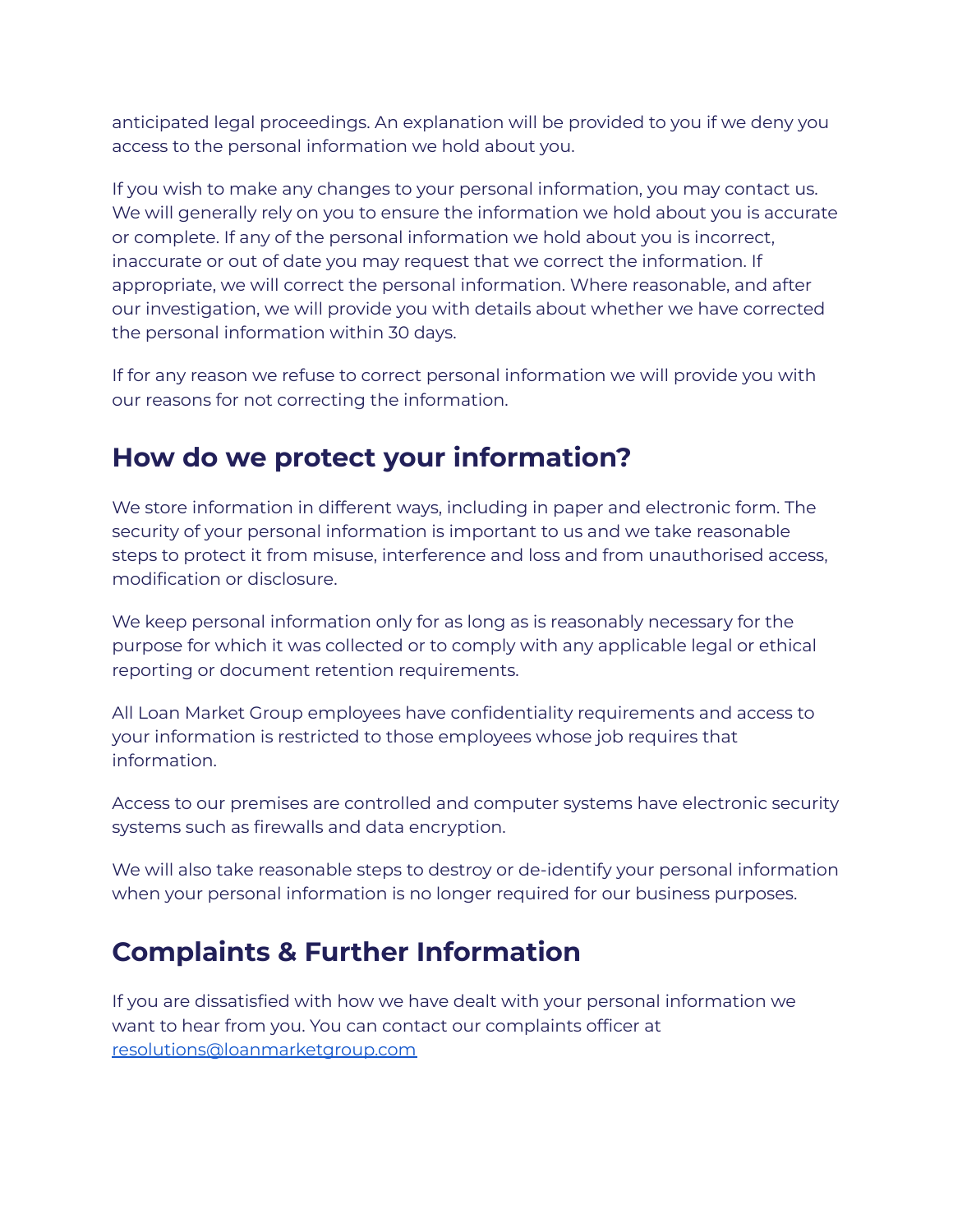anticipated legal proceedings. An explanation will be provided to you if we deny you access to the personal information we hold about you.

If you wish to make any changes to your personal information, you may contact us. We will generally rely on you to ensure the information we hold about you is accurate or complete. If any of the personal information we hold about you is incorrect, inaccurate or out of date you may request that we correct the information. If appropriate, we will correct the personal information. Where reasonable, and after our investigation, we will provide you with details about whether we have corrected the personal information within 30 days.

If for any reason we refuse to correct personal information we will provide you with our reasons for not correcting the information.

## How do we protect your information?

We store information in different ways, including in paper and electronic form. The security of your personal information is important to us and we take reasonable steps to protect it from misuse, interference and loss and from unauthorised access, modification or disclosure.

We keep personal information only for as long as is reasonably necessary for the purpose for which it was collected or to comply with any applicable legal or ethical reporting or document retention requirements.

All Loan Market Group employees have confidentiality requirements and access to your information is restricted to those employees whose job requires that information.

Access to our premises are controlled and computer systems have electronic security systems such as firewalls and data encryption.

We will also take reasonable steps to destroy or de-identify your personal information when your personal information is no longer required for our business purposes.

## Complaints & Further Information

If you are dissatisfied with how we have dealt with your personal information we want to hear from you. You can contact our complaints officer at [resolutions@loanmarketgroup.com](mailto:resolutions@loanmarketgroup.com)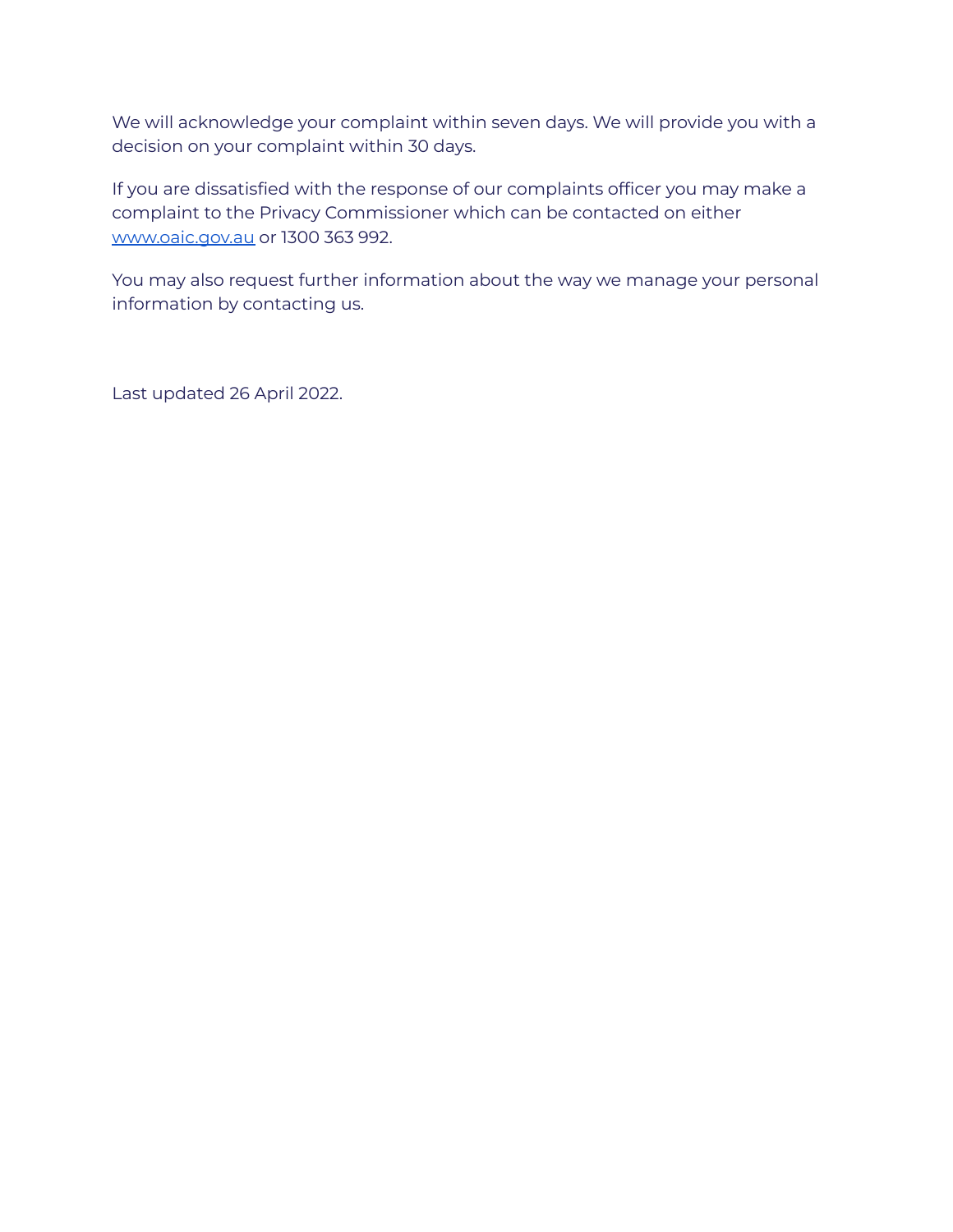We will acknowledge your complaint within seven days. We will provide you with a decision on your complaint within 30 days.

If you are dissatisfied with the response of our complaints officer you may make a complaint to the Privacy Commissioner which can be contacted on either [www.oaic.gov.au](http://www.oaic.gov.au) or 1300 363 992.

You may also request further information about the way we manage your personal information by contacting us.

Last updated 26 April 2022.